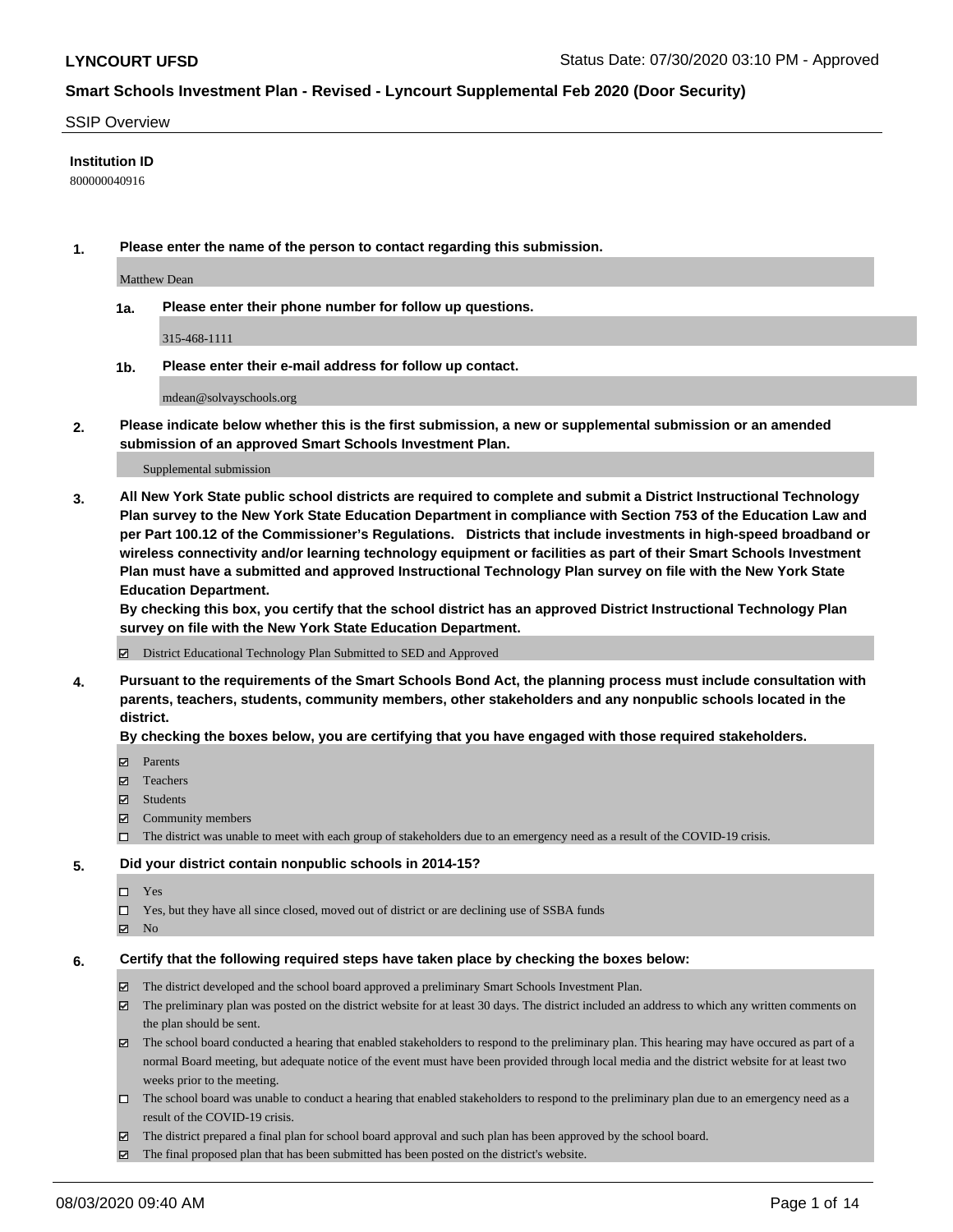**LYNCOURT UFSD** Status Date: 07/30/2020 03:10 PM - Approved

## Smart Schools Investment Plan - Revised - Lyncourt Supplemental Feb 2020 (Door Security)

SSIP Overview

**Institution ID**

800000040916

**1. Please enter the name of the person to contact regarding this submission.**

Matthew Dean

**1a. Please enter their phone number for follow up questions.**

315-468-1111

**1b. Please enter their e-mail address for follow up contact.**

mdean@solvayschools.org

**2. Please indicate below whether this is the first submission, a new or supplemental submission or an amended submission of an approved Smart Schools Investment Plan.**

Supplemental submission

**3. All New York State public school districts are required to complete and submit a District Instructional Technology Plan survey to the New York State Education Department in compliance with Section 753 of the Education Law and per Part 100.12 of the Commissioner's Regulations. Districts that include investments in high-speed broadband or wireless connectivity and/or learning technology equipment or facilities as part of their Smart Schools Investment Plan must have a submitted and approved Instructional Technology Plan survey on file with the New York State Education Department.**
**By checking this box, you certify that the school district has an approved District Instructional Technology Plan survey on file with the New York State Education Department.**

- ☑ District Educational Technology Plan Submitted to SED and Approved

**4. Pursuant to the requirements of the Smart Schools Bond Act, the planning process must include consultation with parents, teachers, students, community members, other stakeholders and any nonpublic schools located in the district.**
**By checking the boxes below, you are certifying that you have engaged with those required stakeholders.**

- ☑ Parents
- ☑ Teachers
- ☑ Students
- ☑ Community members
- ☐ The district was unable to meet with each group of stakeholders due to an emergency need as a result of the COVID-19 crisis.

**5. Did your district contain nonpublic schools in 2014-15?**

- ☐ Yes
- ☐ Yes, but they have all since closed, moved out of district or are declining use of SSBA funds
- ☑ No

**6. Certify that the following required steps have taken place by checking the boxes below:**

- ☑ The district developed and the school board approved a preliminary Smart Schools Investment Plan.
- ☑ The preliminary plan was posted on the district website for at least 30 days. The district included an address to which any written comments on the plan should be sent.
- ☑ The school board conducted a hearing that enabled stakeholders to respond to the preliminary plan. This hearing may have occured as part of a normal Board meeting, but adequate notice of the event must have been provided through local media and the district website for at least two weeks prior to the meeting.
- ☐ The school board was unable to conduct a hearing that enabled stakeholders to respond to the preliminary plan due to an emergency need as a result of the COVID-19 crisis.
- ☑ The district prepared a final plan for school board approval and such plan has been approved by the school board.
- ☑ The final proposed plan that has been submitted has been posted on the district's website.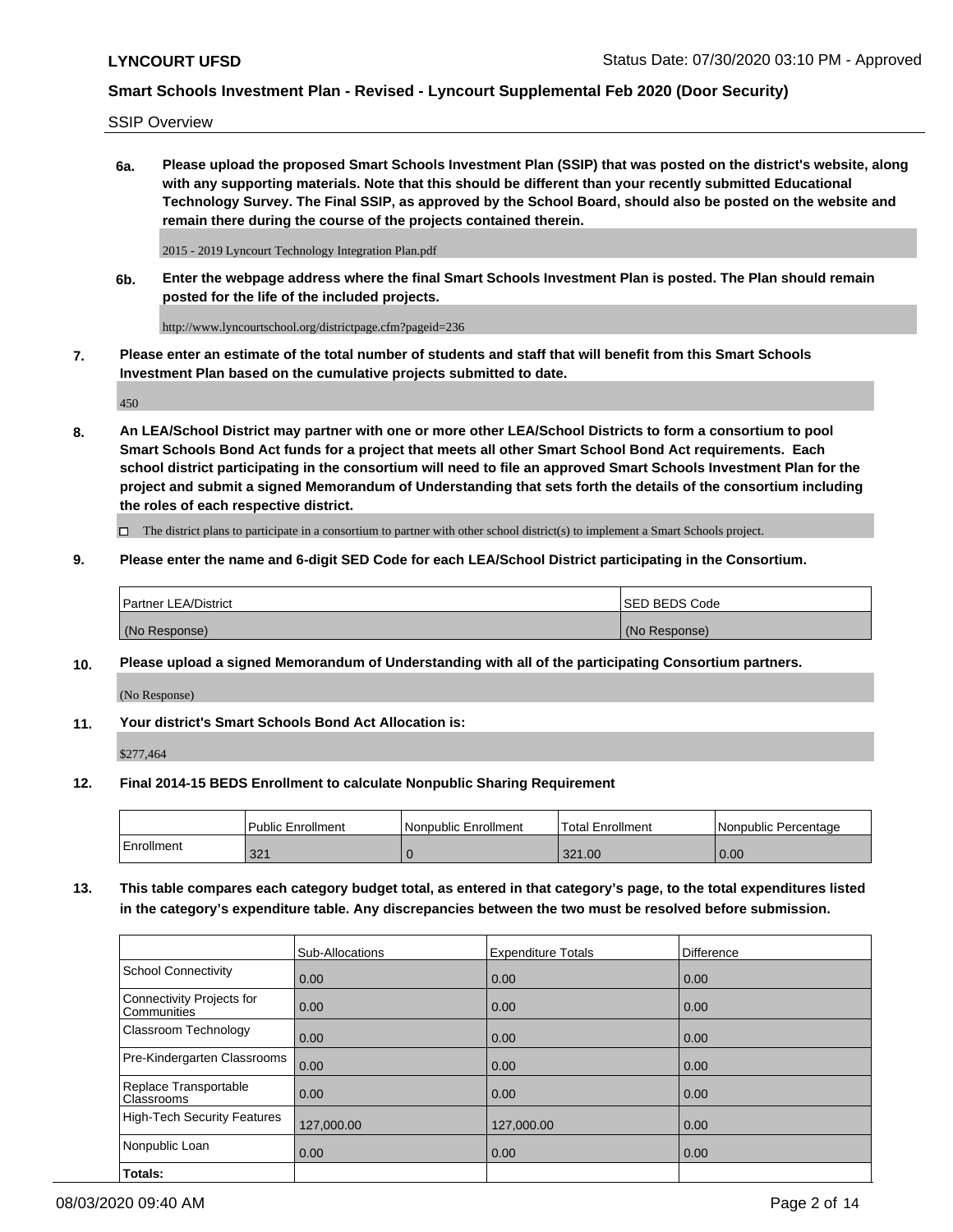LYNCOURT UFSD

Status Date: 07/30/2020 03:10 PM - Approved

## Smart Schools Investment Plan - Revised - Lyncourt Supplemental Feb 2020 (Door Security)

SSIP Overview

**6a. Please upload the proposed Smart Schools Investment Plan (SSIP) that was posted on the district's website, along with any supporting materials. Note that this should be different than your recently submitted Educational Technology Survey. The Final SSIP, as approved by the School Board, should also be posted on the website and remain there during the course of the projects contained therein.**

2015 - 2019 Lyncourt Technology Integration Plan.pdf

**6b. Enter the webpage address where the final Smart Schools Investment Plan is posted. The Plan should remain posted for the life of the included projects.**

http://www.lyncourtschool.org/districtpage.cfm?pageid=236

**7. Please enter an estimate of the total number of students and staff that will benefit from this Smart Schools Investment Plan based on the cumulative projects submitted to date.**

450

**8. An LEA/School District may partner with one or more other LEA/School Districts to form a consortium to pool Smart Schools Bond Act funds for a project that meets all other Smart School Bond Act requirements. Each school district participating in the consortium will need to file an approved Smart Schools Investment Plan for the project and submit a signed Memorandum of Understanding that sets forth the details of the consortium including the roles of each respective district.**

☐ The district plans to participate in a consortium to partner with other school district(s) to implement a Smart Schools project.

**9. Please enter the name and 6-digit SED Code for each LEA/School District participating in the Consortium.**

| Partner LEA/District | SED BEDS Code |
|---|---|
| (No Response) | (No Response) |

**10. Please upload a signed Memorandum of Understanding with all of the participating Consortium partners.**

(No Response)

**11. Your district's Smart Schools Bond Act Allocation is:**

$277,464

**12. Final 2014-15 BEDS Enrollment to calculate Nonpublic Sharing Requirement**

| | Public Enrollment | Nonpublic Enrollment | Total Enrollment | Nonpublic Percentage |
|---|---|---|---|---|
| Enrollment | 321 | 0 | 321.00 | 0.00 |

**13. This table compares each category budget total, as entered in that category's page, to the total expenditures listed in the category's expenditure table. Any discrepancies between the two must be resolved before submission.**

| | Sub-Allocations | Expenditure Totals | Difference |
|---|---|---|---|
| School Connectivity | 0.00 | 0.00 | 0.00 |
| Connectivity Projects for Communities | 0.00 | 0.00 | 0.00 |
| Classroom Technology | 0.00 | 0.00 | 0.00 |
| Pre-Kindergarten Classrooms | 0.00 | 0.00 | 0.00 |
| Replace Transportable Classrooms | 0.00 | 0.00 | 0.00 |
| High-Tech Security Features | 127,000.00 | 127,000.00 | 0.00 |
| Nonpublic Loan | 0.00 | 0.00 | 0.00 |
| **Totals:** | | | |

08/03/2020 09:40 AM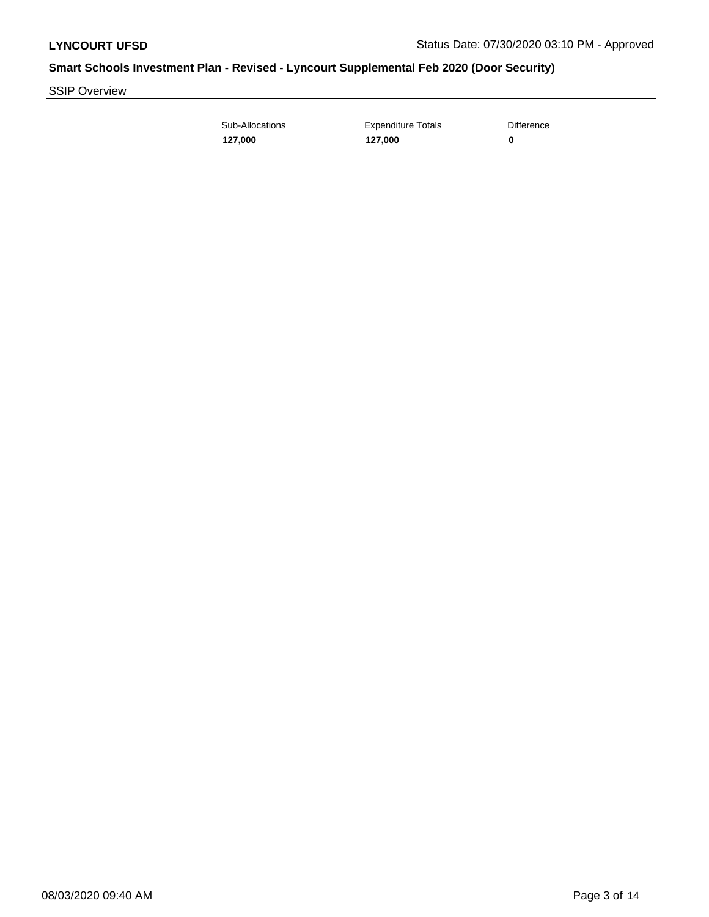SSIP Overview

| | Sub-Allocations | Expenditure Totals | Difference |
|---|---|---|---|
| | **127,000** | **127,000** | **0** |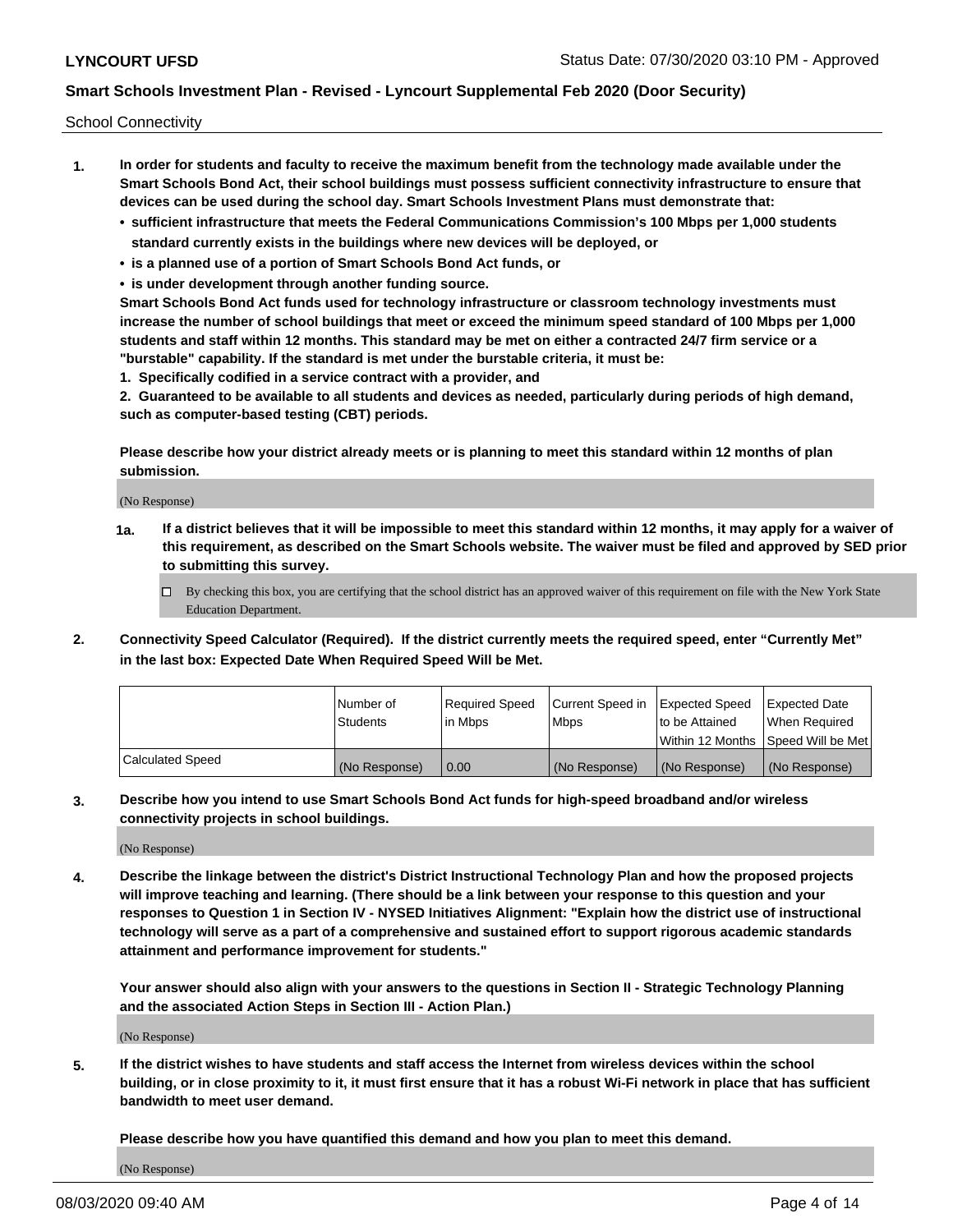School Connectivity

1. **In order for students and faculty to receive the maximum benefit from the technology made available under the Smart Schools Bond Act, their school buildings must possess sufficient connectivity infrastructure to ensure that devices can be used during the school day. Smart Schools Investment Plans must demonstrate that:**
   - **sufficient infrastructure that meets the Federal Communications Commission's 100 Mbps per 1,000 students standard currently exists in the buildings where new devices will be deployed, or**
   - **is a planned use of a portion of Smart Schools Bond Act funds, or**
   - **is under development through another funding source.**

   **Smart Schools Bond Act funds used for technology infrastructure or classroom technology investments must increase the number of school buildings that meet or exceed the minimum speed standard of 100 Mbps per 1,000 students and staff within 12 months. This standard may be met on either a contracted 24/7 firm service or a "burstable" capability. If the standard is met under the burstable criteria, it must be:**

   **1. Specifically codified in a service contract with a provider, and**

   **2. Guaranteed to be available to all students and devices as needed, particularly during periods of high demand, such as computer-based testing (CBT) periods.**

   **Please describe how your district already meets or is planning to meet this standard within 12 months of plan submission.**

   (No Response)

   **1a. If a district believes that it will be impossible to meet this standard within 12 months, it may apply for a waiver of this requirement, as described on the Smart Schools website. The waiver must be filed and approved by SED prior to submitting this survey.**

   ☐ By checking this box, you are certifying that the school district has an approved waiver of this requirement on file with the New York State Education Department.

2. **Connectivity Speed Calculator (Required). If the district currently meets the required speed, enter "Currently Met" in the last box: Expected Date When Required Speed Will be Met.**

|  | Number of Students | Required Speed in Mbps | Current Speed in Mbps | Expected Speed to be Attained Within 12 Months | Expected Date When Required Speed Will be Met |
|---|---|---|---|---|---|
| Calculated Speed | (No Response) | 0.00 | (No Response) | (No Response) | (No Response) |

3. **Describe how you intend to use Smart Schools Bond Act funds for high-speed broadband and/or wireless connectivity projects in school buildings.**

   (No Response)

4. **Describe the linkage between the district's District Instructional Technology Plan and how the proposed projects will improve teaching and learning. (There should be a link between your response to this question and your responses to Question 1 in Section IV - NYSED Initiatives Alignment: "Explain how the district use of instructional technology will serve as a part of a comprehensive and sustained effort to support rigorous academic standards attainment and performance improvement for students."**

   **Your answer should also align with your answers to the questions in Section II - Strategic Technology Planning and the associated Action Steps in Section III - Action Plan.)**

   (No Response)

5. **If the district wishes to have students and staff access the Internet from wireless devices within the school building, or in close proximity to it, it must first ensure that it has a robust Wi-Fi network in place that has sufficient bandwidth to meet user demand.**

   **Please describe how you have quantified this demand and how you plan to meet this demand.**

   (No Response)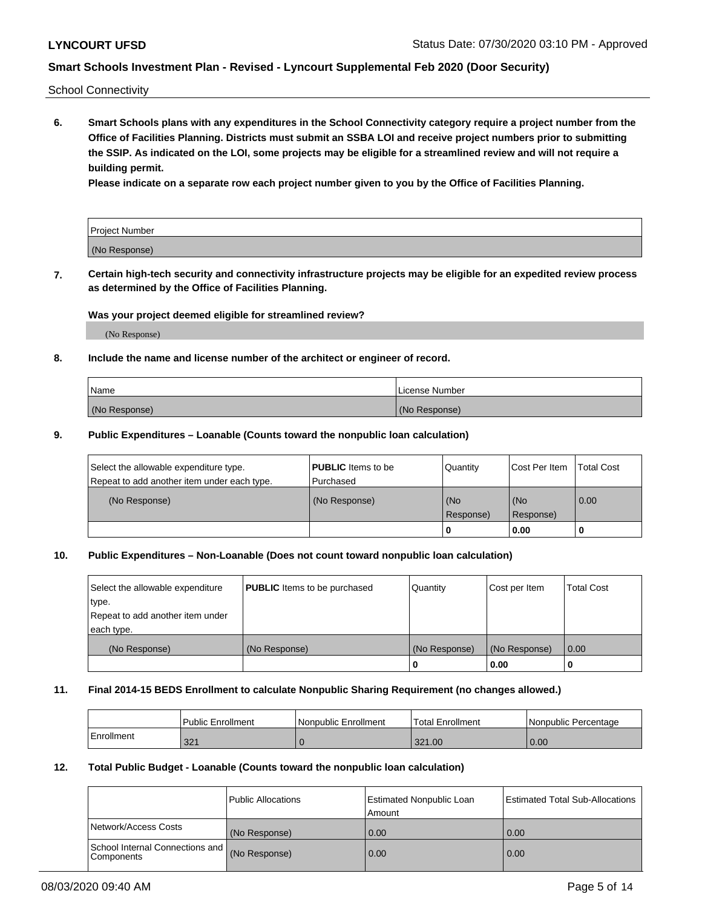School Connectivity

**6. Smart Schools plans with any expenditures in the School Connectivity category require a project number from the Office of Facilities Planning. Districts must submit an SSBA LOI and receive project numbers prior to submitting the SSIP. As indicated on the LOI, some projects may be eligible for a streamlined review and will not require a building permit.**

**Please indicate on a separate row each project number given to you by the Office of Facilities Planning.**

| Project Number |
| --- |
| (No Response) |

**7. Certain high-tech security and connectivity infrastructure projects may be eligible for an expedited review process as determined by the Office of Facilities Planning.**

**Was your project deemed eligible for streamlined review?**

(No Response)

**8. Include the name and license number of the architect or engineer of record.**

| Name | License Number |
| --- | --- |
| (No Response) | (No Response) |

**9. Public Expenditures – Loanable (Counts toward the nonpublic loan calculation)**

| Select the allowable expenditure type. Repeat to add another item under each type. | **PUBLIC** Items to be Purchased | Quantity | Cost Per Item | Total Cost |
| --- | --- | --- | --- | --- |
| (No Response) | (No Response) | (No Response) | (No Response) | 0.00 |
| | | 0 | 0.00 | 0 |

**10. Public Expenditures – Non-Loanable (Does not count toward nonpublic loan calculation)**

| Select the allowable expenditure type. Repeat to add another item under each type. | **PUBLIC** Items to be purchased | Quantity | Cost per Item | Total Cost |
| --- | --- | --- | --- | --- |
| (No Response) | (No Response) | (No Response) | (No Response) | 0.00 |
| | | 0 | 0.00 | 0 |

**11. Final 2014-15 BEDS Enrollment to calculate Nonpublic Sharing Requirement (no changes allowed.)**

| | Public Enrollment | Nonpublic Enrollment | Total Enrollment | Nonpublic Percentage |
| --- | --- | --- | --- | --- |
| Enrollment | 321 | 0 | 321.00 | 0.00 |

**12. Total Public Budget - Loanable (Counts toward the nonpublic loan calculation)**

| | Public Allocations | Estimated Nonpublic Loan Amount | Estimated Total Sub-Allocations |
| --- | --- | --- | --- |
| Network/Access Costs | (No Response) | 0.00 | 0.00 |
| School Internal Connections and Components | (No Response) | 0.00 | 0.00 |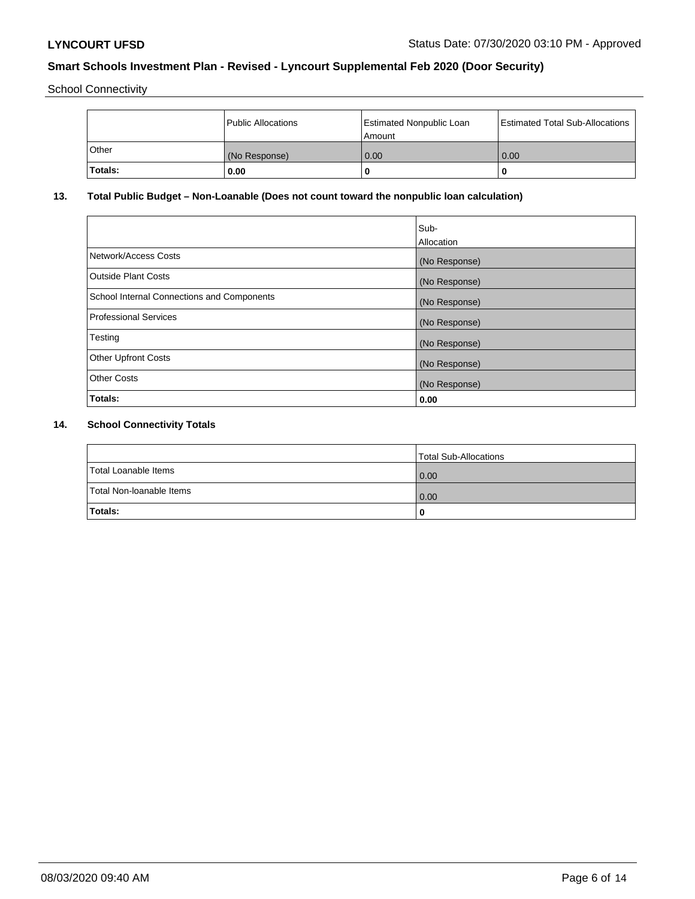School Connectivity

| | Public Allocations | Estimated Nonpublic Loan Amount | Estimated Total Sub-Allocations |
|---|---|---|---|
| Other | (No Response) | 0.00 | 0.00 |
| **Totals:** | **0.00** | **0** | **0** |

### 13. Total Public Budget – Non-Loanable (Does not count toward the nonpublic loan calculation)

| | Sub-Allocation |
|---|---|
| Network/Access Costs | (No Response) |
| Outside Plant Costs | (No Response) |
| School Internal Connections and Components | (No Response) |
| Professional Services | (No Response) |
| Testing | (No Response) |
| Other Upfront Costs | (No Response) |
| Other Costs | (No Response) |
| **Totals:** | **0.00** |

### 14. School Connectivity Totals

| | Total Sub-Allocations |
|---|---|
| Total Loanable Items | 0.00 |
| Total Non-loanable Items | 0.00 |
| **Totals:** | **0** |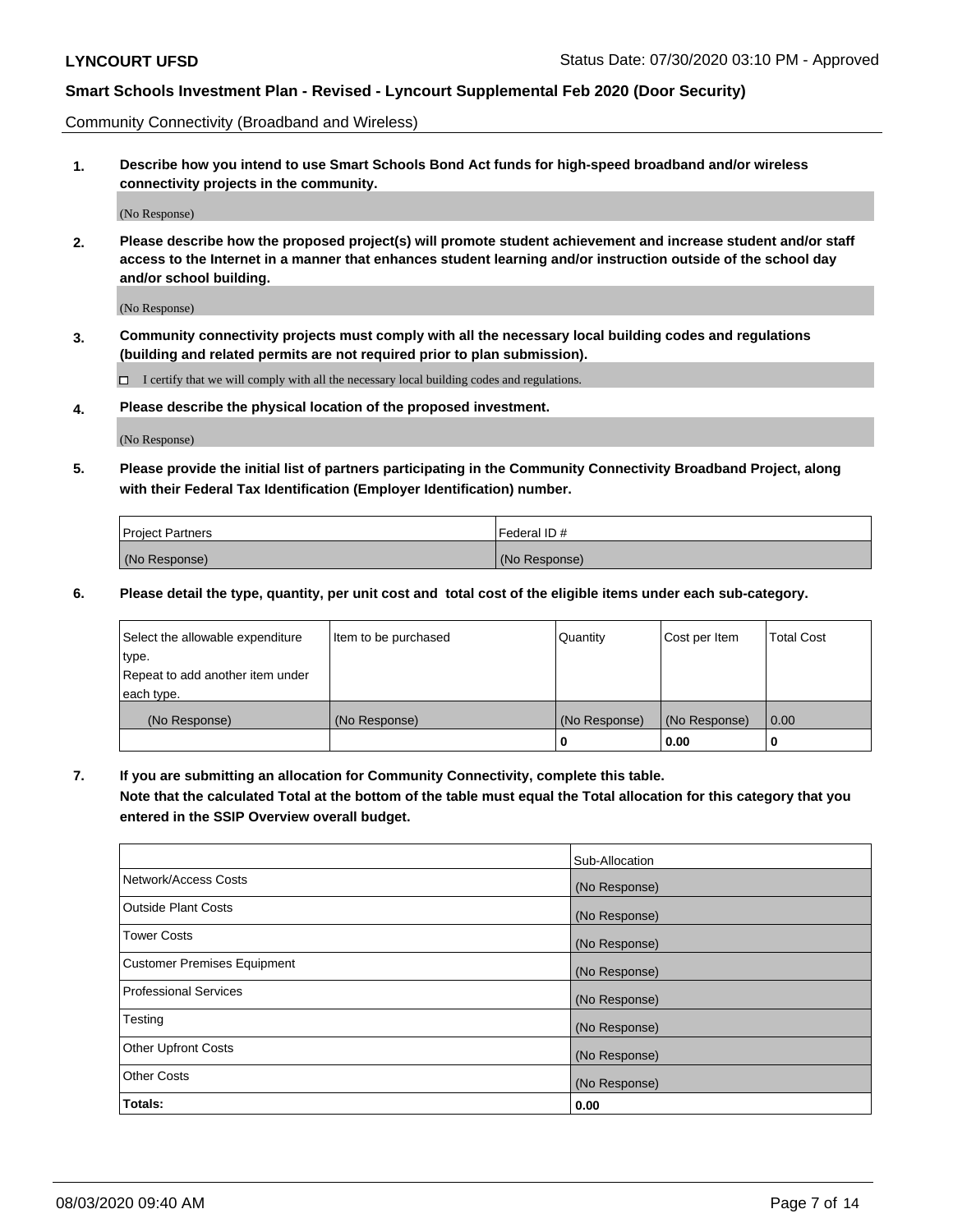Community Connectivity (Broadband and Wireless)

**1. Describe how you intend to use Smart Schools Bond Act funds for high-speed broadband and/or wireless connectivity projects in the community.**

(No Response)

**2. Please describe how the proposed project(s) will promote student achievement and increase student and/or staff access to the Internet in a manner that enhances student learning and/or instruction outside of the school day and/or school building.**

(No Response)

**3. Community connectivity projects must comply with all the necessary local building codes and regulations (building and related permits are not required prior to plan submission).**

☐ I certify that we will comply with all the necessary local building codes and regulations.

**4. Please describe the physical location of the proposed investment.**

(No Response)

**5. Please provide the initial list of partners participating in the Community Connectivity Broadband Project, along with their Federal Tax Identification (Employer Identification) number.**

| Project Partners | Federal ID # |
|---|---|
| (No Response) | (No Response) |

**6. Please detail the type, quantity, per unit cost and total cost of the eligible items under each sub-category.**

| Select the allowable expenditure type. Repeat to add another item under each type. | Item to be purchased | Quantity | Cost per Item | Total Cost |
|---|---|---|---|---|
| (No Response) | (No Response) | (No Response) | (No Response) | 0.00 |
| | | 0 | 0.00 | 0 |

**7. If you are submitting an allocation for Community Connectivity, complete this table. Note that the calculated Total at the bottom of the table must equal the Total allocation for this category that you entered in the SSIP Overview overall budget.**

| | Sub-Allocation |
|---|---|
| Network/Access Costs | (No Response) |
| Outside Plant Costs | (No Response) |
| Tower Costs | (No Response) |
| Customer Premises Equipment | (No Response) |
| Professional Services | (No Response) |
| Testing | (No Response) |
| Other Upfront Costs | (No Response) |
| Other Costs | (No Response) |
| **Totals:** | **0.00** |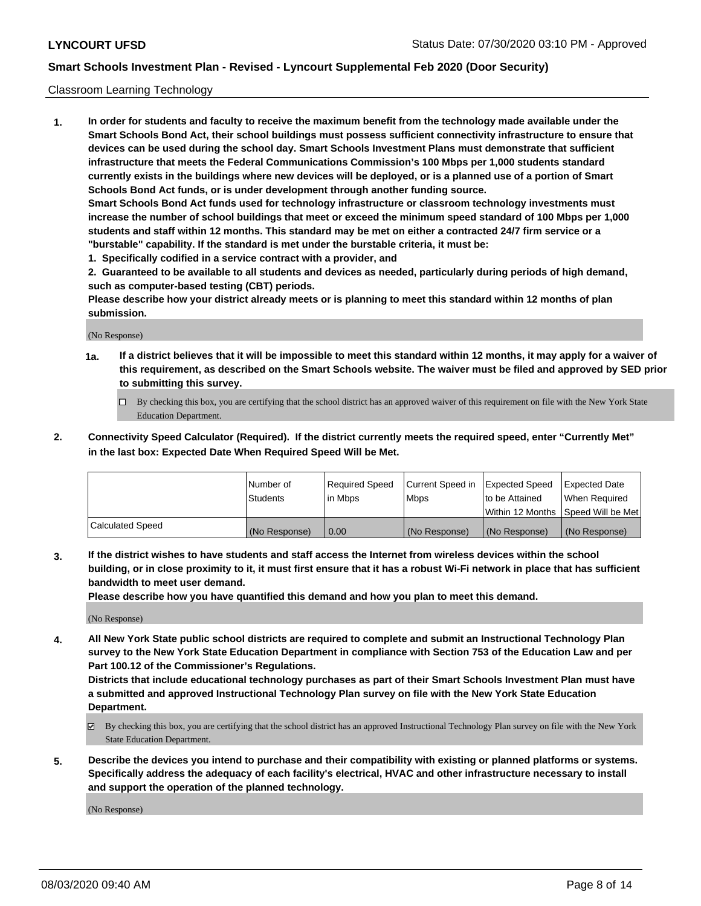Classroom Learning Technology

1. **In order for students and faculty to receive the maximum benefit from the technology made available under the Smart Schools Bond Act, their school buildings must possess sufficient connectivity infrastructure to ensure that devices can be used during the school day. Smart Schools Investment Plans must demonstrate that sufficient infrastructure that meets the Federal Communications Commission's 100 Mbps per 1,000 students standard currently exists in the buildings where new devices will be deployed, or is a planned use of a portion of Smart Schools Bond Act funds, or is under development through another funding source.**

   **Smart Schools Bond Act funds used for technology infrastructure or classroom technology investments must increase the number of school buildings that meet or exceed the minimum speed standard of 100 Mbps per 1,000 students and staff within 12 months. This standard may be met on either a contracted 24/7 firm service or a "burstable" capability. If the standard is met under the burstable criteria, it must be:**

   **1. Specifically codified in a service contract with a provider, and**

   **2. Guaranteed to be available to all students and devices as needed, particularly during periods of high demand, such as computer-based testing (CBT) periods.**

   **Please describe how your district already meets or is planning to meet this standard within 12 months of plan submission.**

   (No Response)

   **1a. If a district believes that it will be impossible to meet this standard within 12 months, it may apply for a waiver of this requirement, as described on the Smart Schools website. The waiver must be filed and approved by SED prior to submitting this survey.**

   ☐ By checking this box, you are certifying that the school district has an approved waiver of this requirement on file with the New York State Education Department.

2. **Connectivity Speed Calculator (Required). If the district currently meets the required speed, enter "Currently Met" in the last box: Expected Date When Required Speed Will be Met.**

| | Number of Students | Required Speed in Mbps | Current Speed in Mbps | Expected Speed to be Attained Within 12 Months | Expected Date When Required Speed Will be Met |
|---|---|---|---|---|---|
| Calculated Speed | (No Response) | 0.00 | (No Response) | (No Response) | (No Response) |

3. **If the district wishes to have students and staff access the Internet from wireless devices within the school building, or in close proximity to it, it must first ensure that it has a robust Wi-Fi network in place that has sufficient bandwidth to meet user demand.**

   **Please describe how you have quantified this demand and how you plan to meet this demand.**

   (No Response)

4. **All New York State public school districts are required to complete and submit an Instructional Technology Plan survey to the New York State Education Department in compliance with Section 753 of the Education Law and per Part 100.12 of the Commissioner's Regulations.**

   **Districts that include educational technology purchases as part of their Smart Schools Investment Plan must have a submitted and approved Instructional Technology Plan survey on file with the New York State Education Department.**

   ☑ By checking this box, you are certifying that the school district has an approved Instructional Technology Plan survey on file with the New York State Education Department.

5. **Describe the devices you intend to purchase and their compatibility with existing or planned platforms or systems. Specifically address the adequacy of each facility's electrical, HVAC and other infrastructure necessary to install and support the operation of the planned technology.**

   (No Response)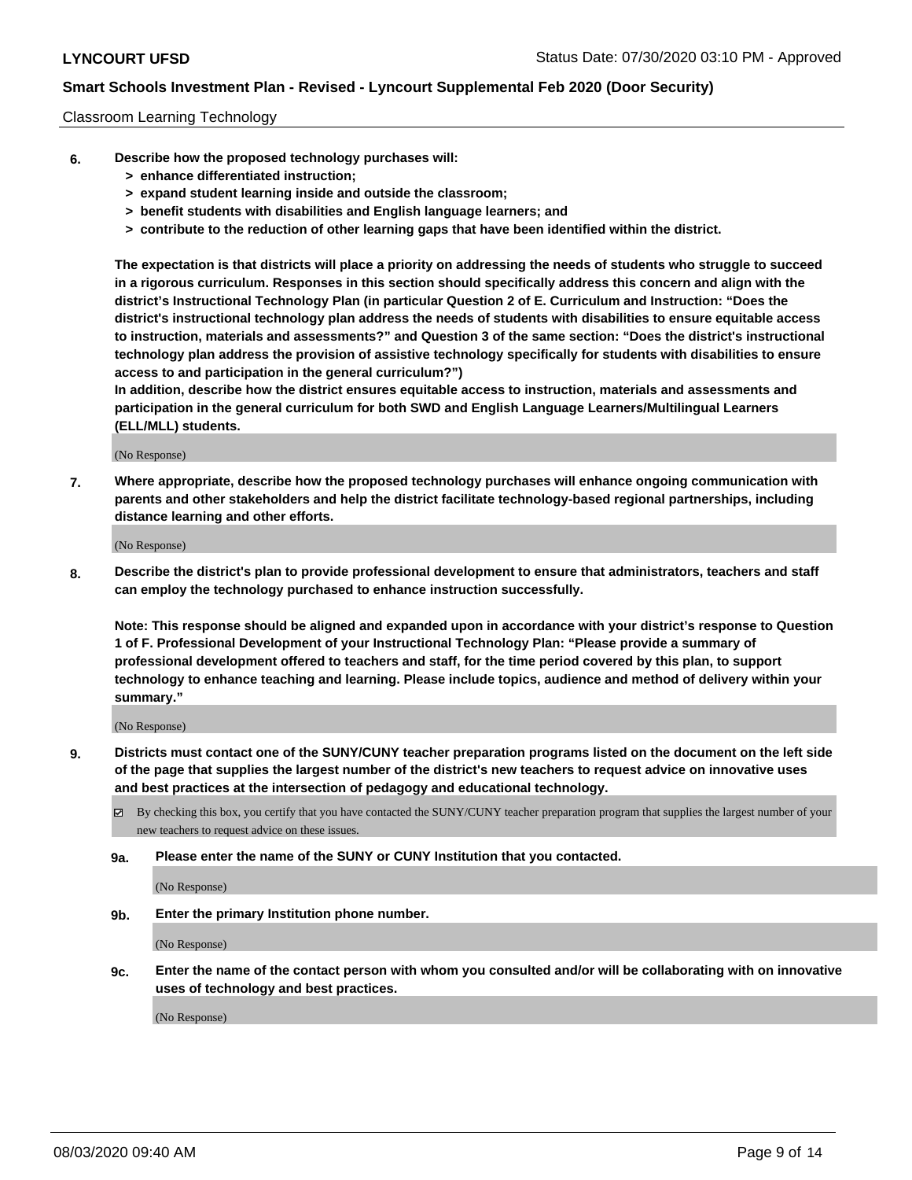Classroom Learning Technology

**6. Describe how the proposed technology purchases will:**
   - **> enhance differentiated instruction;**
   - **> expand student learning inside and outside the classroom;**
   - **> benefit students with disabilities and English language learners; and**
   - **> contribute to the reduction of other learning gaps that have been identified within the district.**

**The expectation is that districts will place a priority on addressing the needs of students who struggle to succeed in a rigorous curriculum. Responses in this section should specifically address this concern and align with the district's Instructional Technology Plan (in particular Question 2 of E. Curriculum and Instruction: "Does the district's instructional technology plan address the needs of students with disabilities to ensure equitable access to instruction, materials and assessments?" and Question 3 of the same section: "Does the district's instructional technology plan address the provision of assistive technology specifically for students with disabilities to ensure access to and participation in the general curriculum?")**

**In addition, describe how the district ensures equitable access to instruction, materials and assessments and participation in the general curriculum for both SWD and English Language Learners/Multilingual Learners (ELL/MLL) students.**

(No Response)

**7. Where appropriate, describe how the proposed technology purchases will enhance ongoing communication with parents and other stakeholders and help the district facilitate technology-based regional partnerships, including distance learning and other efforts.**

(No Response)

**8. Describe the district's plan to provide professional development to ensure that administrators, teachers and staff can employ the technology purchased to enhance instruction successfully.**

**Note: This response should be aligned and expanded upon in accordance with your district's response to Question 1 of F. Professional Development of your Instructional Technology Plan: "Please provide a summary of professional development offered to teachers and staff, for the time period covered by this plan, to support technology to enhance teaching and learning. Please include topics, audience and method of delivery within your summary."**

(No Response)

**9. Districts must contact one of the SUNY/CUNY teacher preparation programs listed on the document on the left side of the page that supplies the largest number of the district's new teachers to request advice on innovative uses and best practices at the intersection of pedagogy and educational technology.**

☑ By checking this box, you certify that you have contacted the SUNY/CUNY teacher preparation program that supplies the largest number of your new teachers to request advice on these issues.

**9a. Please enter the name of the SUNY or CUNY Institution that you contacted.**

(No Response)

**9b. Enter the primary Institution phone number.**

(No Response)

**9c. Enter the name of the contact person with whom you consulted and/or will be collaborating with on innovative uses of technology and best practices.**

(No Response)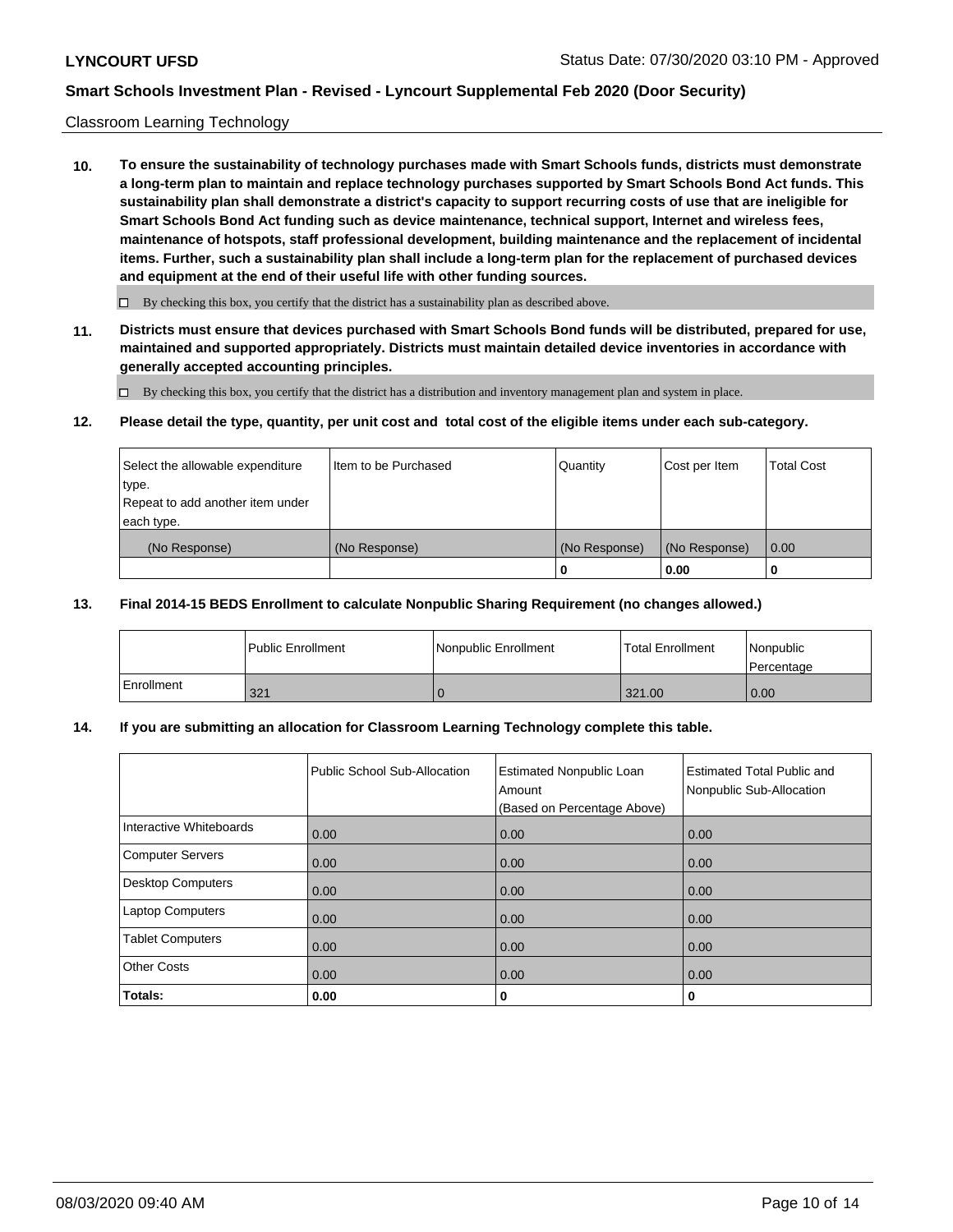Classroom Learning Technology

**10. To ensure the sustainability of technology purchases made with Smart Schools funds, districts must demonstrate a long-term plan to maintain and replace technology purchases supported by Smart Schools Bond Act funds. This sustainability plan shall demonstrate a district's capacity to support recurring costs of use that are ineligible for Smart Schools Bond Act funding such as device maintenance, technical support, Internet and wireless fees, maintenance of hotspots, staff professional development, building maintenance and the replacement of incidental items. Further, such a sustainability plan shall include a long-term plan for the replacement of purchased devices and equipment at the end of their useful life with other funding sources.**

☐ By checking this box, you certify that the district has a sustainability plan as described above.

**11. Districts must ensure that devices purchased with Smart Schools Bond funds will be distributed, prepared for use, maintained and supported appropriately. Districts must maintain detailed device inventories in accordance with generally accepted accounting principles.**

☐ By checking this box, you certify that the district has a distribution and inventory management plan and system in place.

**12. Please detail the type, quantity, per unit cost and total cost of the eligible items under each sub-category.**

| Select the allowable expenditure type. Repeat to add another item under each type. | Item to be Purchased | Quantity | Cost per Item | Total Cost |
|---|---|---|---|---|
| (No Response) | (No Response) | (No Response) | (No Response) | 0.00 |
| | | **0** | **0.00** | **0** |

**13. Final 2014-15 BEDS Enrollment to calculate Nonpublic Sharing Requirement (no changes allowed.)**

| | Public Enrollment | Nonpublic Enrollment | Total Enrollment | Nonpublic Percentage |
|---|---|---|---|---|
| Enrollment | 321 | 0 | 321.00 | 0.00 |

**14. If you are submitting an allocation for Classroom Learning Technology complete this table.**

| | Public School Sub-Allocation | Estimated Nonpublic Loan Amount (Based on Percentage Above) | Estimated Total Public and Nonpublic Sub-Allocation |
|---|---|---|---|
| Interactive Whiteboards | 0.00 | 0.00 | 0.00 |
| Computer Servers | 0.00 | 0.00 | 0.00 |
| Desktop Computers | 0.00 | 0.00 | 0.00 |
| Laptop Computers | 0.00 | 0.00 | 0.00 |
| Tablet Computers | 0.00 | 0.00 | 0.00 |
| Other Costs | 0.00 | 0.00 | 0.00 |
| **Totals:** | **0.00** | **0** | **0** |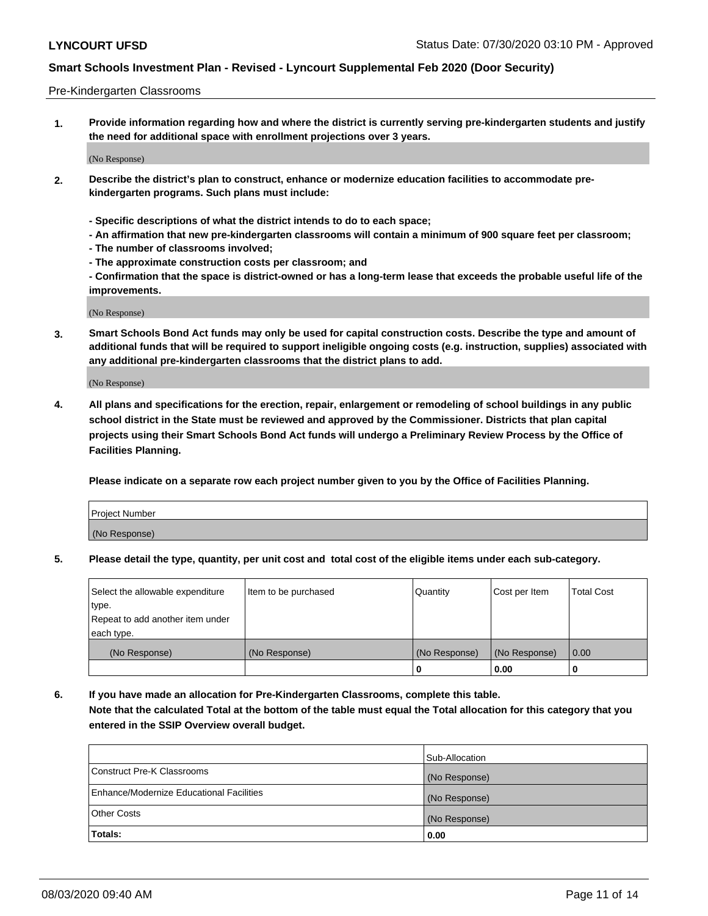Pre-Kindergarten Classrooms

**1. Provide information regarding how and where the district is currently serving pre-kindergarten students and justify the need for additional space with enrollment projections over 3 years.**

(No Response)

**2. Describe the district's plan to construct, enhance or modernize education facilities to accommodate pre-kindergarten programs. Such plans must include:**

**- Specific descriptions of what the district intends to do to each space;**
**- An affirmation that new pre-kindergarten classrooms will contain a minimum of 900 square feet per classroom;**
**- The number of classrooms involved;**
**- The approximate construction costs per classroom; and**
**- Confirmation that the space is district-owned or has a long-term lease that exceeds the probable useful life of the improvements.**

(No Response)

**3. Smart Schools Bond Act funds may only be used for capital construction costs. Describe the type and amount of additional funds that will be required to support ineligible ongoing costs (e.g. instruction, supplies) associated with any additional pre-kindergarten classrooms that the district plans to add.**

(No Response)

**4. All plans and specifications for the erection, repair, enlargement or remodeling of school buildings in any public school district in the State must be reviewed and approved by the Commissioner. Districts that plan capital projects using their Smart Schools Bond Act funds will undergo a Preliminary Review Process by the Office of Facilities Planning.**

**Please indicate on a separate row each project number given to you by the Office of Facilities Planning.**

| Project Number |
| --- |
| (No Response) |

**5. Please detail the type, quantity, per unit cost and total cost of the eligible items under each sub-category.**

| Select the allowable expenditure type. Repeat to add another item under each type. | Item to be purchased | Quantity | Cost per Item | Total Cost |
| --- | --- | --- | --- | --- |
| (No Response) | (No Response) | (No Response) | (No Response) | 0.00 |
| | | 0 | 0.00 | 0 |

**6. If you have made an allocation for Pre-Kindergarten Classrooms, complete this table.**
**Note that the calculated Total at the bottom of the table must equal the Total allocation for this category that you entered in the SSIP Overview overall budget.**

| | Sub-Allocation |
| --- | --- |
| Construct Pre-K Classrooms | (No Response) |
| Enhance/Modernize Educational Facilities | (No Response) |
| Other Costs | (No Response) |
| **Totals:** | **0.00** |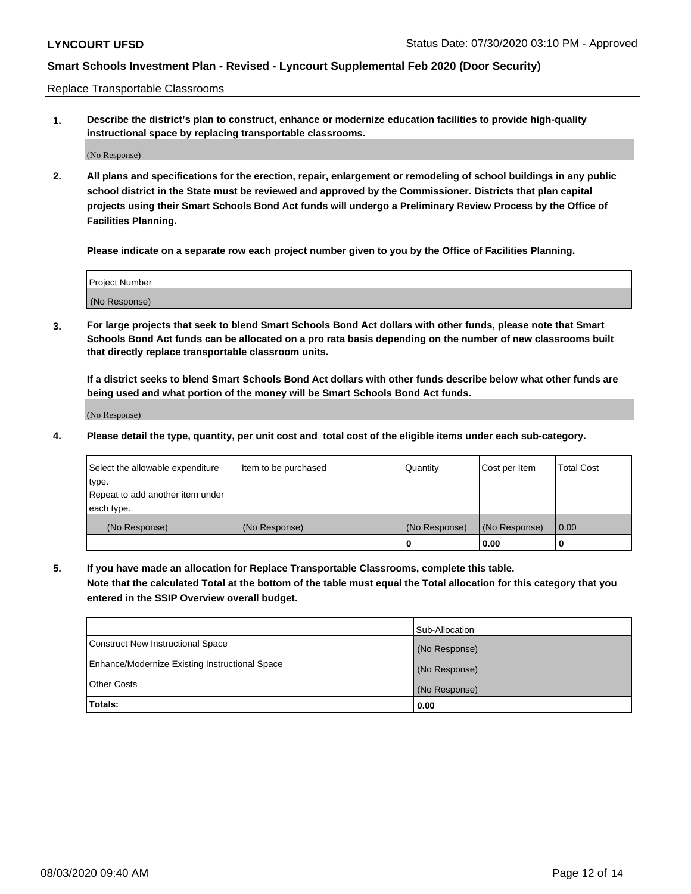Replace Transportable Classrooms

**1. Describe the district's plan to construct, enhance or modernize education facilities to provide high-quality instructional space by replacing transportable classrooms.**

(No Response)

**2. All plans and specifications for the erection, repair, enlargement or remodeling of school buildings in any public school district in the State must be reviewed and approved by the Commissioner. Districts that plan capital projects using their Smart Schools Bond Act funds will undergo a Preliminary Review Process by the Office of Facilities Planning.**

**Please indicate on a separate row each project number given to you by the Office of Facilities Planning.**

| Project Number |
| --- |
| (No Response) |

**3. For large projects that seek to blend Smart Schools Bond Act dollars with other funds, please note that Smart Schools Bond Act funds can be allocated on a pro rata basis depending on the number of new classrooms built that directly replace transportable classroom units.**

**If a district seeks to blend Smart Schools Bond Act dollars with other funds describe below what other funds are being used and what portion of the money will be Smart Schools Bond Act funds.**

(No Response)

**4. Please detail the type, quantity, per unit cost and total cost of the eligible items under each sub-category.**

| Select the allowable expenditure type. Repeat to add another item under each type. | Item to be purchased | Quantity | Cost per Item | Total Cost |
| --- | --- | --- | --- | --- |
| (No Response) | (No Response) | (No Response) | (No Response) | 0.00 |
| | | 0 | 0.00 | 0 |

**5. If you have made an allocation for Replace Transportable Classrooms, complete this table. Note that the calculated Total at the bottom of the table must equal the Total allocation for this category that you entered in the SSIP Overview overall budget.**

| | Sub-Allocation |
| --- | --- |
| Construct New Instructional Space | (No Response) |
| Enhance/Modernize Existing Instructional Space | (No Response) |
| Other Costs | (No Response) |
| **Totals:** | **0.00** |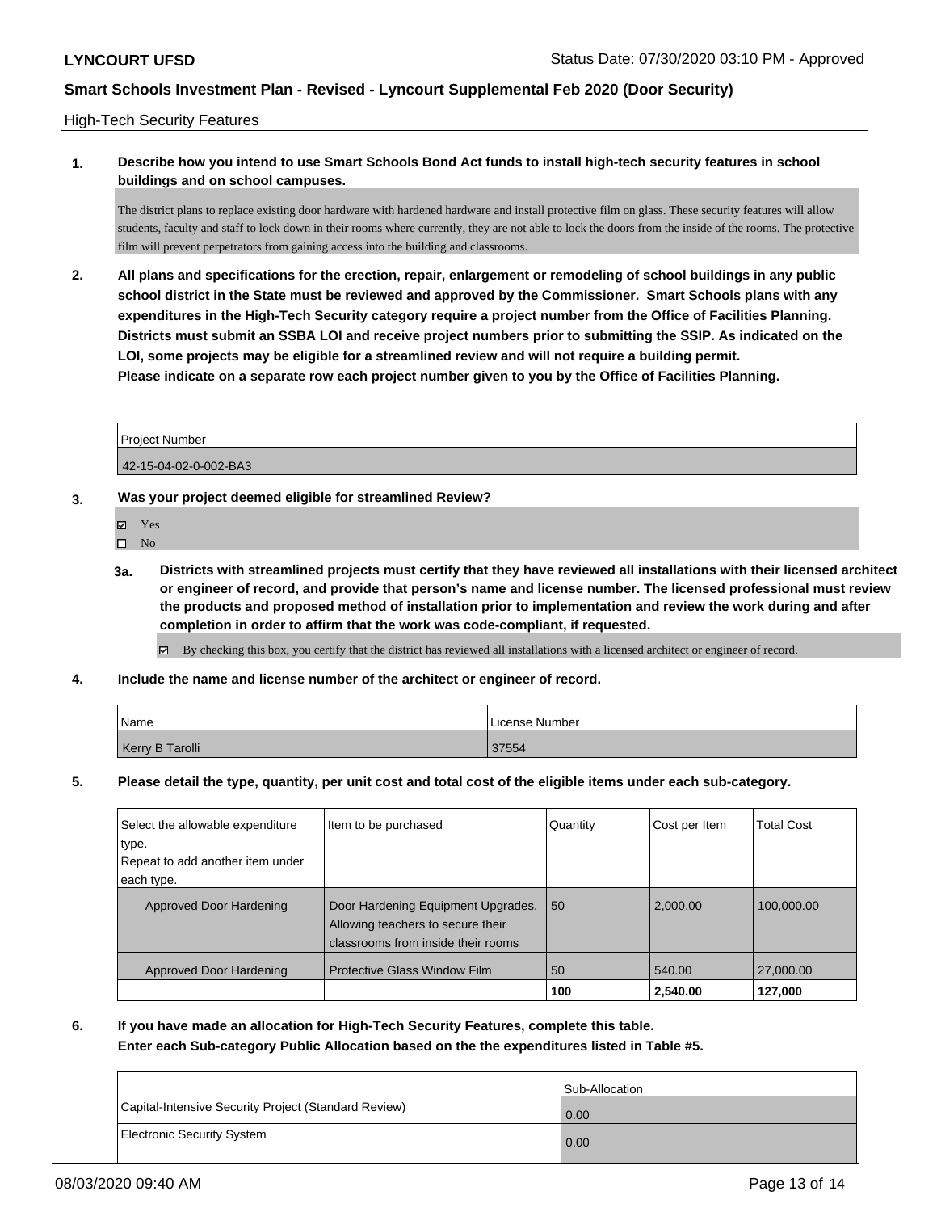**LYNCOURT UFSD** Status Date: 07/30/2020 03:10 PM - Approved

**Smart Schools Investment Plan - Revised - Lyncourt Supplemental Feb 2020 (Door Security)**

High-Tech Security Features

**1. Describe how you intend to use Smart Schools Bond Act funds to install high-tech security features in school buildings and on school campuses.**

The district plans to replace existing door hardware with hardened hardware and install protective film on glass. These security features will allow students, faculty and staff to lock down in their rooms where currently, they are not able to lock the doors from the inside of the rooms. The protective film will prevent perpetrators from gaining access into the building and classrooms.

**2. All plans and specifications for the erection, repair, enlargement or remodeling of school buildings in any public school district in the State must be reviewed and approved by the Commissioner. Smart Schools plans with any expenditures in the High-Tech Security category require a project number from the Office of Facilities Planning. Districts must submit an SSBA LOI and receive project numbers prior to submitting the SSIP. As indicated on the LOI, some projects may be eligible for a streamlined review and will not require a building permit. Please indicate on a separate row each project number given to you by the Office of Facilities Planning.**

| Project Number |
|---|
| 42-15-04-02-0-002-BA3 |

**3. Was your project deemed eligible for streamlined Review?**

☑ Yes
☐ No

**3a. Districts with streamlined projects must certify that they have reviewed all installations with their licensed architect or engineer of record, and provide that person's name and license number. The licensed professional must review the products and proposed method of installation prior to implementation and review the work during and after completion in order to affirm that the work was code-compliant, if requested.**

☑ By checking this box, you certify that the district has reviewed all installations with a licensed architect or engineer of record.

**4. Include the name and license number of the architect or engineer of record.**

| Name | License Number |
|---|---|
| Kerry B Tarolli | 37554 |

**5. Please detail the type, quantity, per unit cost and total cost of the eligible items under each sub-category.**

| Select the allowable expenditure type. Repeat to add another item under each type. | Item to be purchased | Quantity | Cost per Item | Total Cost |
|---|---|---|---|---|
| Approved Door Hardening | Door Hardening Equipment Upgrades. Allowing teachers to secure their classrooms from inside their rooms | 50 | 2,000.00 | 100,000.00 |
| Approved Door Hardening | Protective Glass Window Film | 50 | 540.00 | 27,000.00 |
| | | **100** | **2,540.00** | **127,000** |

**6. If you have made an allocation for High-Tech Security Features, complete this table. Enter each Sub-category Public Allocation based on the the expenditures listed in Table #5.**

| | Sub-Allocation |
|---|---|
| Capital-Intensive Security Project (Standard Review) | 0.00 |
| Electronic Security System | 0.00 |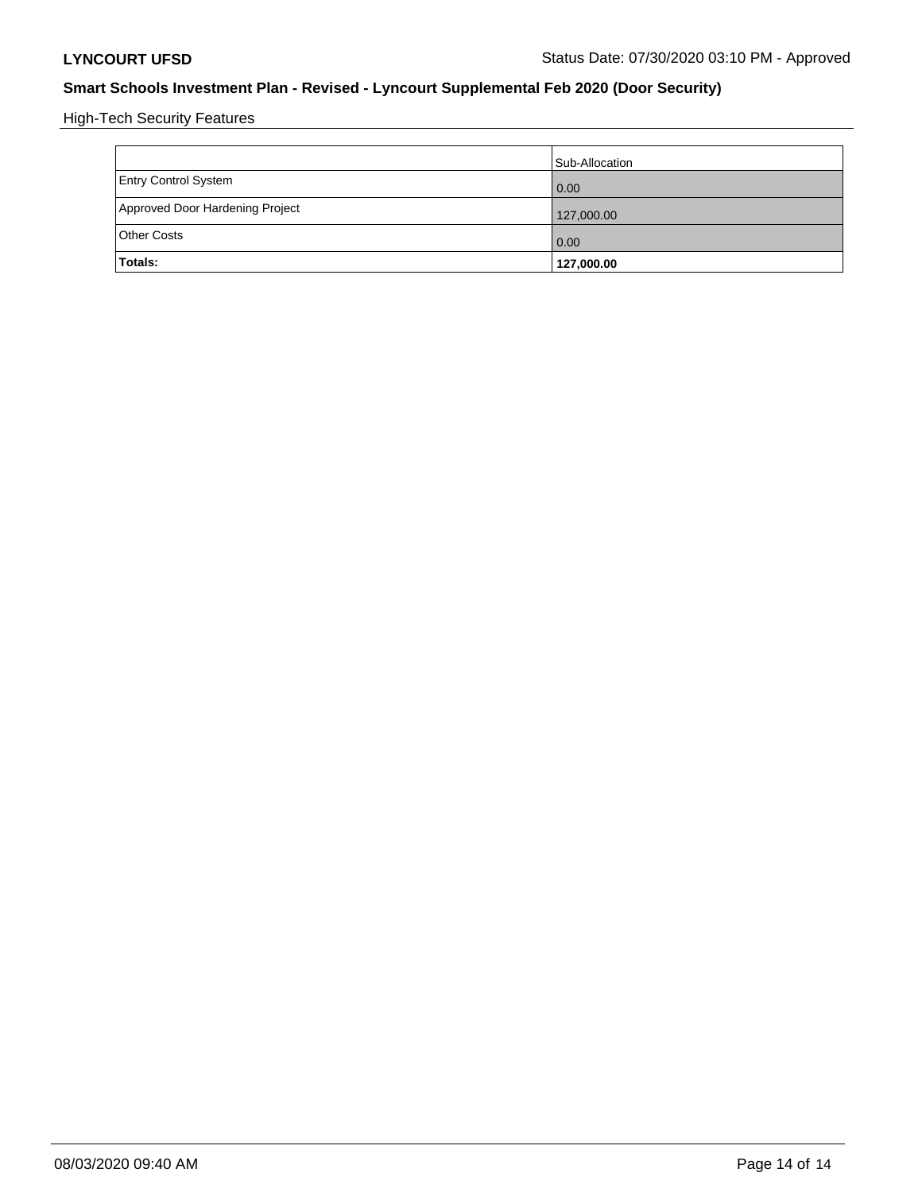High-Tech Security Features

| | Sub-Allocation |
|---|---|
| Entry Control System | 0.00 |
| Approved Door Hardening Project | 127,000.00 |
| Other Costs | 0.00 |
| **Totals:** | **127,000.00** |